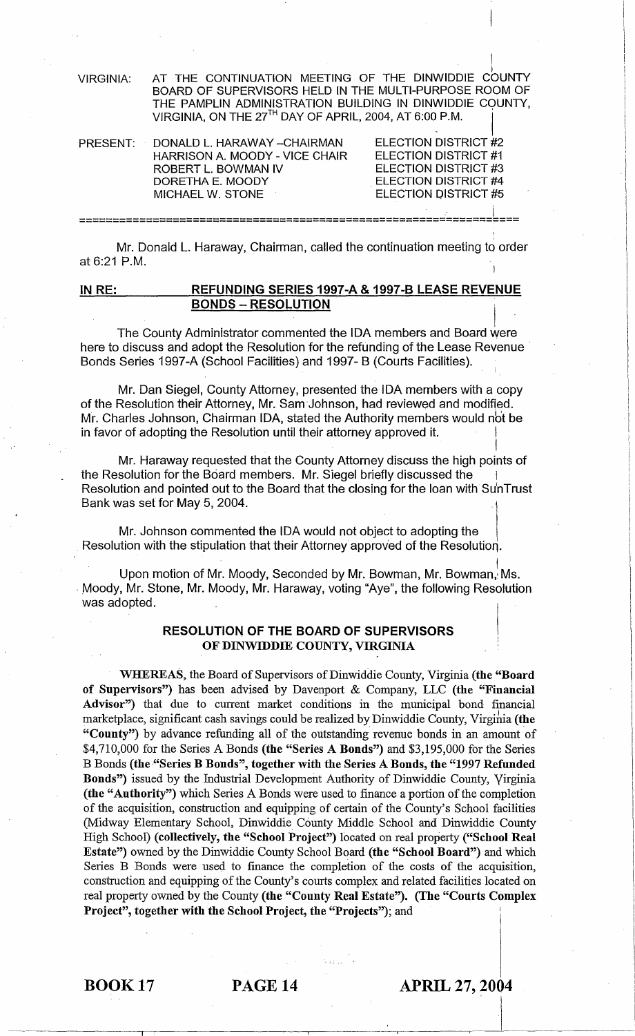VIRGINIA: AT THE CONTINUATION MEETING OF THE DINWIDDIE COUNTY BOARD OF SUPERVISORS HELD IN THE MULTI-PURPOSE ROOM OF THE PAMPLIN ADMINISTRATION BUILDING IN DINWIDDIE COUNTY, VIRGINIA, ON THE 27TH DAY OF APRIL, 2004, AT 6:00 P.M.

| PRESENT: | | |
|---|---|---|
| | DONALD L. HARAWAY –CHAIRMAN | ELECTION DISTRICT #2 |
| | HARRISON A. MOODY - VICE CHAIR | ELECTION DISTRICT #1 |
| | ROBERT L. BOWMAN IV | ELECTION DISTRICT #3 |
| | DORETHA E. MOODY | ELECTION DISTRICT #4 |
| | MICHAEL W. STONE | ELECTION DISTRICT #5 |

---

Mr. Donald L. Haraway, Chairman, called the continuation meeting to order at 6:21 P.M.

**IN RE: REFUNDING SERIES 1997-A & 1997-B LEASE REVENUE BONDS – RESOLUTION**

The County Administrator commented the IDA members and Board were here to discuss and adopt the Resolution for the refunding of the Lease Revenue Bonds Series 1997-A (School Facilities) and 1997- B (Courts Facilities).

Mr. Dan Siegel, County Attorney, presented the IDA members with a copy of the Resolution their Attorney, Mr. Sam Johnson, had reviewed and modified. Mr. Charles Johnson, Chairman IDA, stated the Authority members would not be in favor of adopting the Resolution until their attorney approved it.

Mr. Haraway requested that the County Attorney discuss the high points of the Resolution for the Board members. Mr. Siegel briefly discussed the Resolution and pointed out to the Board that the closing for the loan with SunTrust Bank was set for May 5, 2004.

Mr. Johnson commented the IDA would not object to adopting the Resolution with the stipulation that their Attorney approved of the Resolution.

Upon motion of Mr. Moody, Seconded by Mr. Bowman, Mr. Bowman, Ms. Moody, Mr. Stone, Mr. Moody, Mr. Haraway, voting "Aye", the following Resolution was adopted.

**RESOLUTION OF THE BOARD OF SUPERVISORS OF DINWIDDIE COUNTY, VIRGINIA**

**WHEREAS**, the Board of Supervisors of Dinwiddie County, Virginia **(the "Board of Supervisors")** has been advised by Davenport & Company, LLC **(the "Financial Advisor")** that due to current market conditions in the municipal bond financial marketplace, significant cash savings could be realized by Dinwiddie County, Virginia **(the "County")** by advance refunding all of the outstanding revenue bonds in an amount of $4,710,000 for the Series A Bonds **(the "Series A Bonds")** and $3,195,000 for the Series B Bonds **(the "Series B Bonds", together with the Series A Bonds, the "1997 Refunded Bonds")** issued by the Industrial Development Authority of Dinwiddie County, Virginia **(the "Authority")** which Series A Bonds were used to finance a portion of the completion of the acquisition, construction and equipping of certain of the County's School facilities (Midway Elementary School, Dinwiddie County Middle School and Dinwiddie County High School) **(collectively, the "School Project")** located on real property **("School Real Estate")** owned by the Dinwiddie County School Board **(the "School Board")** and which Series B Bonds were used to finance the completion of the costs of the acquisition, construction and equipping of the County's courts complex and related facilities located on real property owned by the County **(the "County Real Estate"). (The "Courts Complex Project", together with the School Project, the "Projects")**; and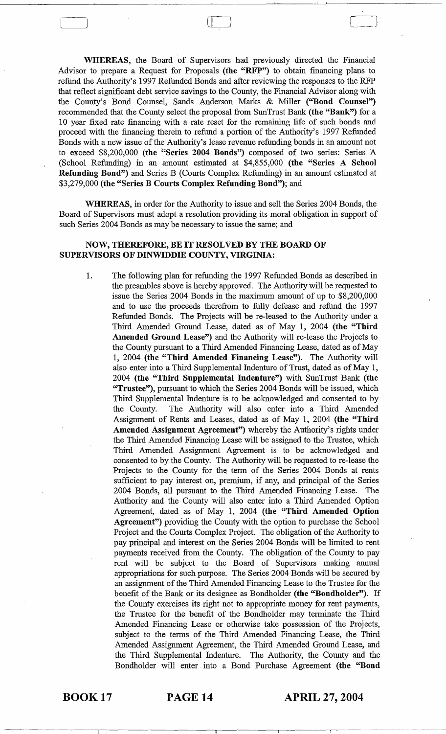**WHEREAS**, the Board of Supervisors had previously directed the Financial Advisor to prepare a Request for Proposals **(the "RFP")** to obtain financing plans to refund the Authority's 1997 Refunded Bonds and after reviewing the responses to the RFP that reflect significant debt service savings to the County, the Financial Advisor along with the County's Bond Counsel, Sands Anderson Marks & Miller **("Bond Counsel")** recommended that the County select the proposal from SunTrust Bank **(the "Bank")** for a 10 year fixed rate financing with a rate reset for the remaining life of such bonds and proceed with the financing therein to refund a portion of the Authority's 1997 Refunded Bonds with a new issue of the Authority's lease revenue refunding bonds in an amount not to exceed $8,200,000 **(the "Series 2004 Bonds")** composed of two series: Series A (School Refunding) in an amount estimated at $4,855,000 **(the "Series A School Refunding Bond")** and Series B (Courts Complex Refunding) in an amount estimated at $3,279,000 **(the "Series B Courts Complex Refunding Bond")**; and

**WHEREAS**, in order for the Authority to issue and sell the Series 2004 Bonds, the Board of Supervisors must adopt a resolution providing its moral obligation in support of such Series 2004 Bonds as may be necessary to issue the same; and

**NOW, THEREFORE, BE IT RESOLVED BY THE BOARD OF SUPERVISORS OF DINWIDDIE COUNTY, VIRGINIA:**

1. The following plan for refunding the 1997 Refunded Bonds as described in the preambles above is hereby approved. The Authority will be requested to issue the Series 2004 Bonds in the maximum amount of up to $8,200,000 and to use the proceeds therefrom to fully defease and refund the 1997 Refunded Bonds. The Projects will be re-leased to the Authority under a Third Amended Ground Lease, dated as of May 1, 2004 **(the "Third Amended Ground Lease")** and the Authority will re-lease the Projects to the County pursuant to a Third Amended Financing Lease, dated as of May 1, 2004 **(the "Third Amended Financing Lease")**. The Authority will also enter into a Third Supplemental Indenture of Trust, dated as of May 1, 2004 **(the "Third Supplemental Indenture")** with SunTrust Bank **(the "Trustee")**, pursuant to which the Series 2004 Bonds will be issued, which Third Supplemental Indenture is to be acknowledged and consented to by the County. The Authority will also enter into a Third Amended Assignment of Rents and Leases, dated as of May 1, 2004 **(the "Third Amended Assignment Agreement")** whereby the Authority's rights under the Third Amended Financing Lease will be assigned to the Trustee, which Third Amended Assignment Agreement is to be acknowledged and consented to by the County. The Authority will be requested to re-lease the Projects to the County for the term of the Series 2004 Bonds at rents sufficient to pay interest on, premium, if any, and principal of the Series 2004 Bonds, all pursuant to the Third Amended Financing Lease. The Authority and the County will also enter into a Third Amended Option Agreement, dated as of May 1, 2004 **(the "Third Amended Option Agreement")** providing the County with the option to purchase the School Project and the Courts Complex Project. The obligation of the Authority to pay principal and interest on the Series 2004 Bonds will be limited to rent payments received from the County. The obligation of the County to pay rent will be subject to the Board of Supervisors making annual appropriations for such purpose. The Series 2004 Bonds will be secured by an assignment of the Third Amended Financing Lease to the Trustee for the benefit of the Bank or its designee as Bondholder **(the "Bondholder")**. If the County exercises its right not to appropriate money for rent payments, the Trustee for the benefit of the Bondholder may terminate the Third Amended Financing Lease or otherwise take possession of the Projects, subject to the terms of the Third Amended Financing Lease, the Third Amended Assignment Agreement, the Third Amended Ground Lease, and the Third Supplemental Indenture. The Authority, the County and the Bondholder will enter into a Bond Purchase Agreement **(the "Bond**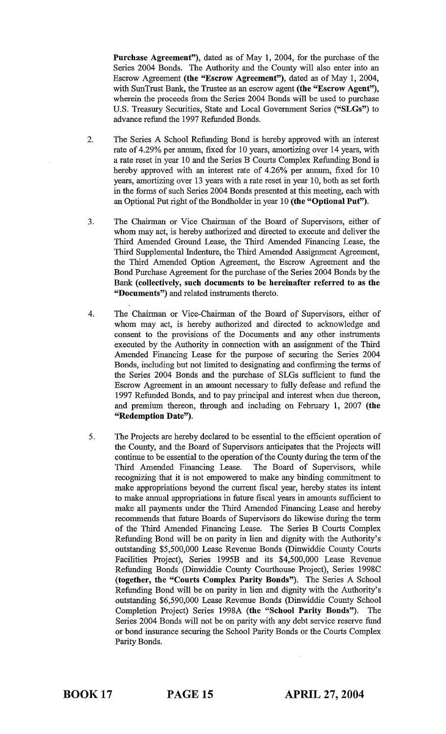**Purchase Agreement")**, dated as of May 1, 2004, for the purchase of the Series 2004 Bonds. The Authority and the County will also enter into an Escrow Agreement **(the "Escrow Agreement")**, dated as of May 1, 2004, with SunTrust Bank, the Trustee as an escrow agent **(the "Escrow Agent")**, wherein the proceeds from the Series 2004 Bonds will be used to purchase U.S. Treasury Securities, State and Local Government Series **("SLGs")** to advance refund the 1997 Refunded Bonds.

2. The Series A School Refunding Bond is hereby approved with an interest rate of 4.29% per annum, fixed for 10 years, amortizing over 14 years, with a rate reset in year 10 and the Series B Courts Complex Refunding Bond is hereby approved with an interest rate of 4.26% per annum, fixed for 10 years, amortizing over 13 years with a rate reset in year 10, both as set forth in the forms of such Series 2004 Bonds presented at this meeting, each with an Optional Put right of the Bondholder in year 10 **(the "Optional Put")**.

3. The Chairman or Vice Chairman of the Board of Supervisors, either of whom may act, is hereby authorized and directed to execute and deliver the Third Amended Ground Lease, the Third Amended Financing Lease, the Third Supplemental Indenture, the Third Amended Assignment Agreement, the Third Amended Option Agreement, the Escrow Agreement and the Bond Purchase Agreement for the purchase of the Series 2004 Bonds by the Bank **(collectively, such documents to be hereinafter referred to as the "Documents")** and related instruments thereto.

4. The Chairman or Vice-Chairman of the Board of Supervisors, either of whom may act, is hereby authorized and directed to acknowledge and consent to the provisions of the Documents and any other instruments executed by the Authority in connection with an assignment of the Third Amended Financing Lease for the purpose of securing the Series 2004 Bonds, including but not limited to designating and confirming the terms of the Series 2004 Bonds and the purchase of SLGs sufficient to fund the Escrow Agreement in an amount necessary to fully defease and refund the 1997 Refunded Bonds, and to pay principal and interest when due thereon, and premium thereon, through and including on February 1, 2007 **(the "Redemption Date")**.

5. The Projects are hereby declared to be essential to the efficient operation of the County, and the Board of Supervisors anticipates that the Projects will continue to be essential to the operation of the County during the term of the Third Amended Financing Lease. The Board of Supervisors, while recognizing that it is not empowered to make any binding commitment to make appropriations beyond the current fiscal year, hereby states its intent to make annual appropriations in future fiscal years in amounts sufficient to make all payments under the Third Amended Financing Lease and hereby recommends that future Boards of Supervisors do likewise during the term of the Third Amended Financing Lease. The Series B Courts Complex Refunding Bond will be on parity in lien and dignity with the Authority's outstanding $5,500,000 Lease Revenue Bonds (Dinwiddie County Courts Facilities Project), Series 1995B and its $4,500,000 Lease Revenue Refunding Bonds (Dinwiddie County Courthouse Project), Series 1998C **(together, the "Courts Complex Parity Bonds")**. The Series A School Refunding Bond will be on parity in lien and dignity with the Authority's outstanding $6,590,000 Lease Revenue Bonds (Dinwiddie County School Completion Project) Series 1998A **(the "School Parity Bonds")**. The Series 2004 Bonds will not be on parity with any debt service reserve fund or bond insurance securing the School Parity Bonds or the Courts Complex Parity Bonds.

**BOOK 17 PAGE 15 APRIL 27, 2004**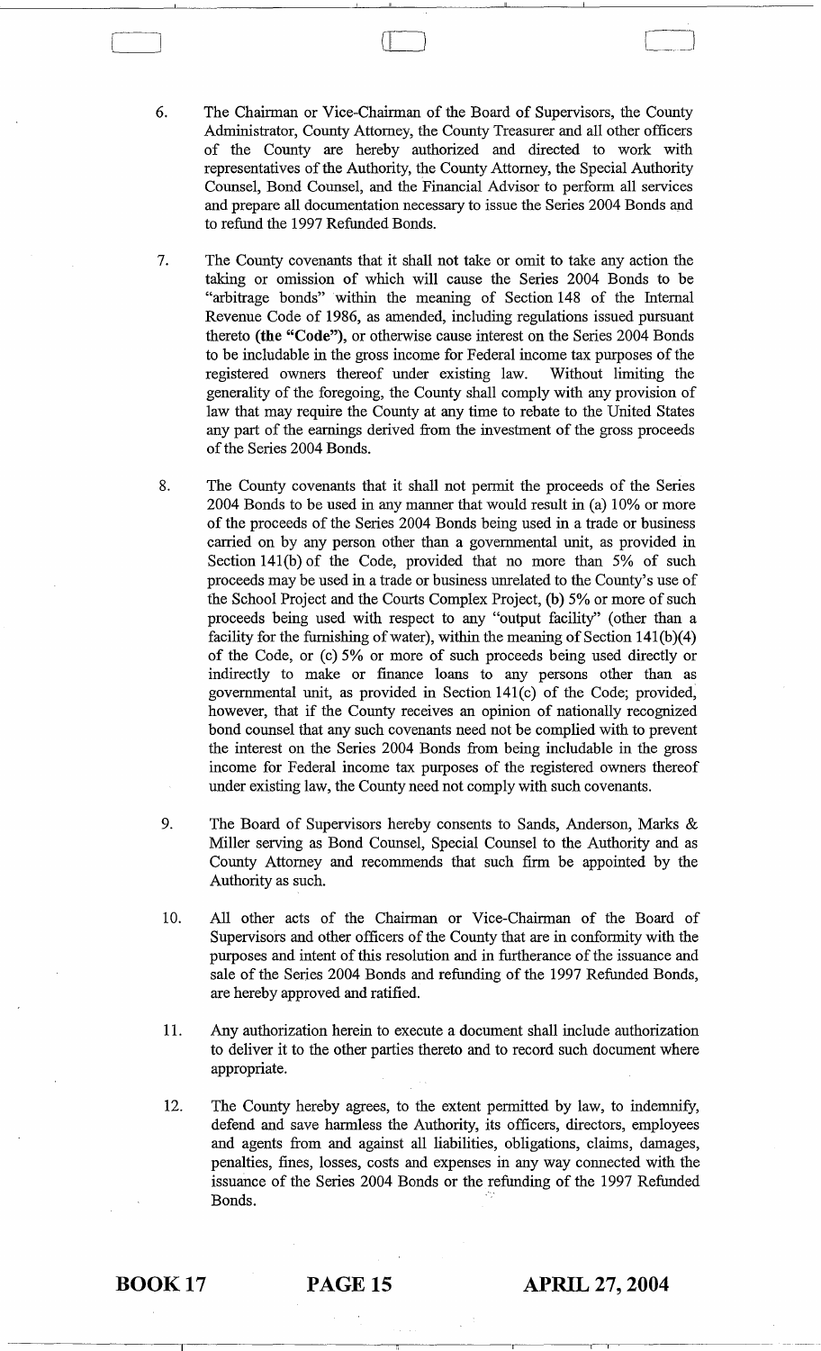6. The Chairman or Vice-Chairman of the Board of Supervisors, the County Administrator, County Attorney, the County Treasurer and all other officers of the County are hereby authorized and directed to work with representatives of the Authority, the County Attorney, the Special Authority Counsel, Bond Counsel, and the Financial Advisor to perform all services and prepare all documentation necessary to issue the Series 2004 Bonds and to refund the 1997 Refunded Bonds.

7. The County covenants that it shall not take or omit to take any action the taking or omission of which will cause the Series 2004 Bonds to be "arbitrage bonds" within the meaning of Section 148 of the Internal Revenue Code of 1986, as amended, including regulations issued pursuant thereto **(the "Code")**, or otherwise cause interest on the Series 2004 Bonds to be includable in the gross income for Federal income tax purposes of the registered owners thereof under existing law. Without limiting the generality of the foregoing, the County shall comply with any provision of law that may require the County at any time to rebate to the United States any part of the earnings derived from the investment of the gross proceeds of the Series 2004 Bonds.

8. The County covenants that it shall not permit the proceeds of the Series 2004 Bonds to be used in any manner that would result in (a) 10% or more of the proceeds of the Series 2004 Bonds being used in a trade or business carried on by any person other than a governmental unit, as provided in Section 141(b) of the Code, provided that no more than 5% of such proceeds may be used in a trade or business unrelated to the County's use of the School Project and the Courts Complex Project, **(b)** 5% or more of such proceeds being used with respect to any "output facility" (other than a facility for the furnishing of water), within the meaning of Section 141(b)(4) of the Code, or (c) 5% or more of such proceeds being used directly or indirectly to make or finance loans to any persons other than as governmental unit, as provided in Section 141(c) of the Code; provided, however, that if the County receives an opinion of nationally recognized bond counsel that any such covenants need not be complied with to prevent the interest on the Series 2004 Bonds from being includable in the gross income for Federal income tax purposes of the registered owners thereof under existing law, the County need not comply with such covenants.

9. The Board of Supervisors hereby consents to Sands, Anderson, Marks & Miller serving as Bond Counsel, Special Counsel to the Authority and as County Attorney and recommends that such firm be appointed by the Authority as such.

10. All other acts of the Chairman or Vice-Chairman of the Board of Supervisors and other officers of the County that are in conformity with the purposes and intent of this resolution and in furtherance of the issuance and sale of the Series 2004 Bonds and refunding of the 1997 Refunded Bonds, are hereby approved and ratified.

11. Any authorization herein to execute a document shall include authorization to deliver it to the other parties thereto and to record such document where appropriate.

12. The County hereby agrees, to the extent permitted by law, to indemnify, defend and save harmless the Authority, its officers, directors, employees and agents from and against all liabilities, obligations, claims, damages, penalties, fines, losses, costs and expenses in any way connected with the issuance of the Series 2004 Bonds or the refunding of the 1997 Refunded Bonds.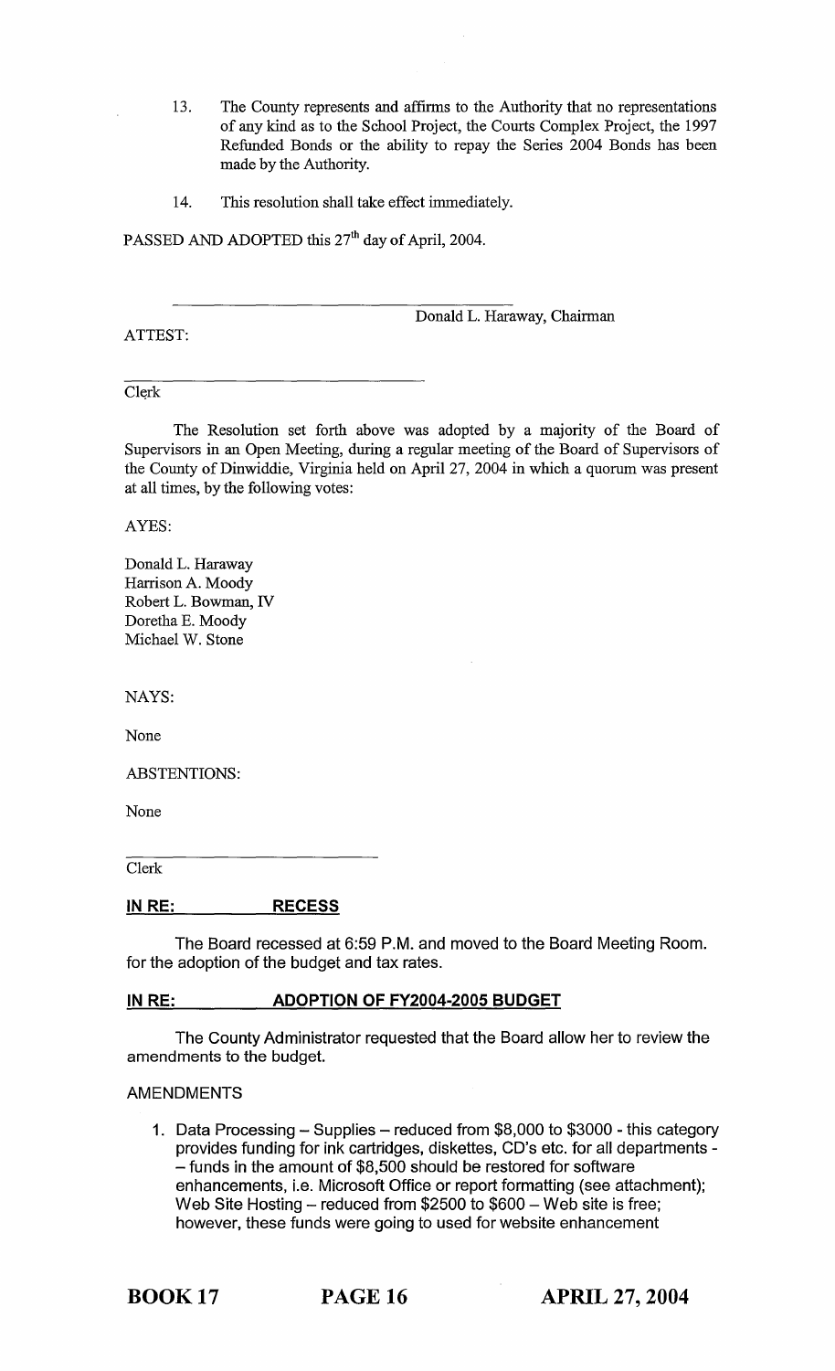13. The County represents and affirms to the Authority that no representations of any kind as to the School Project, the Courts Complex Project, the 1997 Refunded Bonds or the ability to repay the Series 2004 Bonds has been made by the Authority.

14. This resolution shall take effect immediately.

PASSED AND ADOPTED this 27th day of April, 2004.

_______________________________
Donald L. Haraway, Chairman

ATTEST:

_______________________________
Clerk

The Resolution set forth above was adopted by a majority of the Board of Supervisors in an Open Meeting, during a regular meeting of the Board of Supervisors of the County of Dinwiddie, Virginia held on April 27, 2004 in which a quorum was present at all times, by the following votes:

AYES:

Donald L. Haraway
Harrison A. Moody
Robert L. Bowman, IV
Doretha E. Moody
Michael W. Stone

NAYS:

None

ABSTENTIONS:

None

_______________________________
Clerk

**IN RE: RECESS**

The Board recessed at 6:59 P.M. and moved to the Board Meeting Room. for the adoption of the budget and tax rates.

**IN RE: ADOPTION OF FY2004-2005 BUDGET**

The County Administrator requested that the Board allow her to review the amendments to the budget.

AMENDMENTS

1. Data Processing – Supplies – reduced from $8,000 to $3000 - this category provides funding for ink cartridges, diskettes, CD's etc. for all departments - – funds in the amount of $8,500 should be restored for software enhancements, i.e. Microsoft Office or report formatting (see attachment); Web Site Hosting – reduced from $2500 to $600 – Web site is free; however, these funds were going to used for website enhancement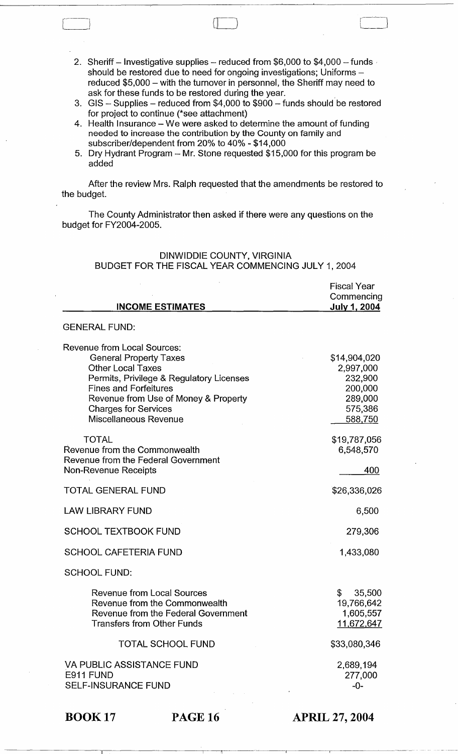2. Sheriff – Investigative supplies – reduced from $6,000 to $4,000 – funds should be restored due to need for ongoing investigations; Uniforms – reduced $5,000 – with the turnover in personnel, the Sheriff may need to ask for these funds to be restored during the year.
3. GIS – Supplies – reduced from $4,000 to $900 – funds should be restored for project to continue (*see attachment)
4. Health Insurance – We were asked to determine the amount of funding needed to increase the contribution by the County on family and subscriber/dependent from 20% to 40% - $14,000
5. Dry Hydrant Program – Mr. Stone requested $15,000 for this program be added

After the review Mrs. Ralph requested that the amendments be restored to the budget.

The County Administrator then asked if there were any questions on the budget for FY2004-2005.

DINWIDDIE COUNTY, VIRGINIA
BUDGET FOR THE FISCAL YEAR COMMENCING JULY 1, 2004

| INCOME ESTIMATES | Fiscal Year Commencing July 1, 2004 |
|---|---|
| GENERAL FUND: | |
| Revenue from Local Sources: | |
| General Property Taxes | $14,904,020 |
| Other Local Taxes | 2,997,000 |
| Permits, Privilege & Regulatory Licenses | 232,900 |
| Fines and Forfeitures | 200,000 |
| Revenue from Use of Money & Property | 289,000 |
| Charges for Services | 575,386 |
| Miscellaneous Revenue | 588,750 |
| TOTAL | $19,787,056 |
| Revenue from the Commonwealth | 6,548,570 |
| Revenue from the Federal Government | |
| Non-Revenue Receipts | 400 |
| TOTAL GENERAL FUND | $26,336,026 |
| LAW LIBRARY FUND | 6,500 |
| SCHOOL TEXTBOOK FUND | 279,306 |
| SCHOOL CAFETERIA FUND | 1,433,080 |
| SCHOOL FUND: | |
| Revenue from Local Sources | $ 35,500 |
| Revenue from the Commonwealth | 19,766,642 |
| Revenue from the Federal Government | 1,605,557 |
| Transfers from Other Funds | 11,672,647 |
| TOTAL SCHOOL FUND | $33,080,346 |
| VA PUBLIC ASSISTANCE FUND | 2,689,194 |
| E911 FUND | 277,000 |
| SELF-INSURANCE FUND | -0- |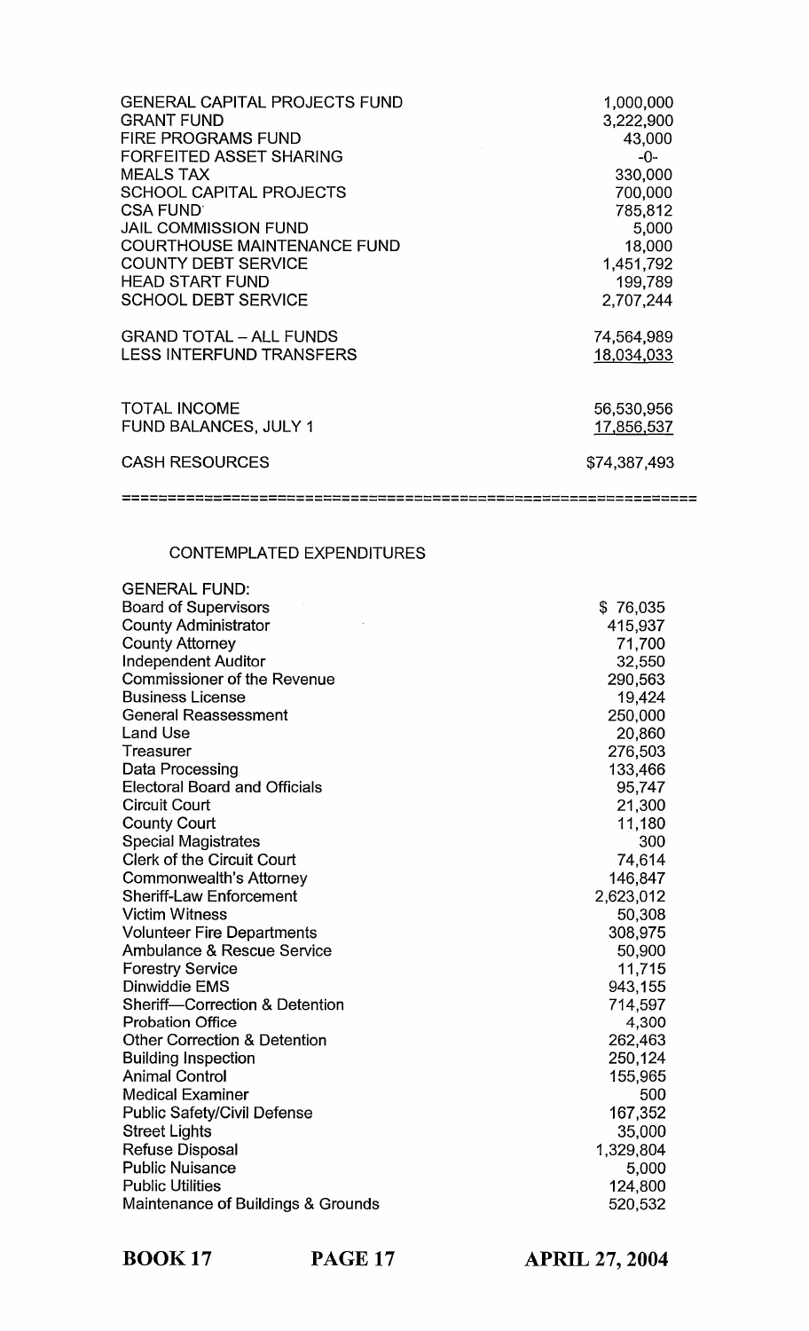| | |
|---|---|
| GENERAL CAPITAL PROJECTS FUND | 1,000,000 |
| GRANT FUND | 3,222,900 |
| FIRE PROGRAMS FUND | 43,000 |
| FORFEITED ASSET SHARING | -0- |
| MEALS TAX | 330,000 |
| SCHOOL CAPITAL PROJECTS | 700,000 |
| CSA FUND | 785,812 |
| JAIL COMMISSION FUND | 5,000 |
| COURTHOUSE MAINTENANCE FUND | 18,000 |
| COUNTY DEBT SERVICE | 1,451,792 |
| HEAD START FUND | 199,789 |
| SCHOOL DEBT SERVICE | 2,707,244 |
| | |
| GRAND TOTAL – ALL FUNDS | 74,564,989 |
| LESS INTERFUND TRANSFERS | 18,034,033 |
| | |
| TOTAL INCOME | 56,530,956 |
| FUND BALANCES, JULY 1 | 17,856,537 |
| | |
| CASH RESOURCES | $74,387,493 |

---

CONTEMPLATED EXPENDITURES

| GENERAL FUND: | |
|---|---|
| Board of Supervisors | $ 76,035 |
| County Administrator | 415,937 |
| County Attorney | 71,700 |
| Independent Auditor | 32,550 |
| Commissioner of the Revenue | 290,563 |
| Business License | 19,424 |
| General Reassessment | 250,000 |
| Land Use | 20,860 |
| Treasurer | 276,503 |
| Data Processing | 133,466 |
| Electoral Board and Officials | 95,747 |
| Circuit Court | 21,300 |
| County Court | 11,180 |
| Special Magistrates | 300 |
| Clerk of the Circuit Court | 74,614 |
| Commonwealth's Attorney | 146,847 |
| Sheriff-Law Enforcement | 2,623,012 |
| Victim Witness | 50,308 |
| Volunteer Fire Departments | 308,975 |
| Ambulance & Rescue Service | 50,900 |
| Forestry Service | 11,715 |
| Dinwiddie EMS | 943,155 |
| Sheriff—Correction & Detention | 714,597 |
| Probation Office | 4,300 |
| Other Correction & Detention | 262,463 |
| Building Inspection | 250,124 |
| Animal Control | 155,965 |
| Medical Examiner | 500 |
| Public Safety/Civil Defense | 167,352 |
| Street Lights | 35,000 |
| Refuse Disposal | 1,329,804 |
| Public Nuisance | 5,000 |
| Public Utilities | 124,800 |
| Maintenance of Buildings & Grounds | 520,532 |

**BOOK 17** **PAGE 17** **APRIL 27, 2004**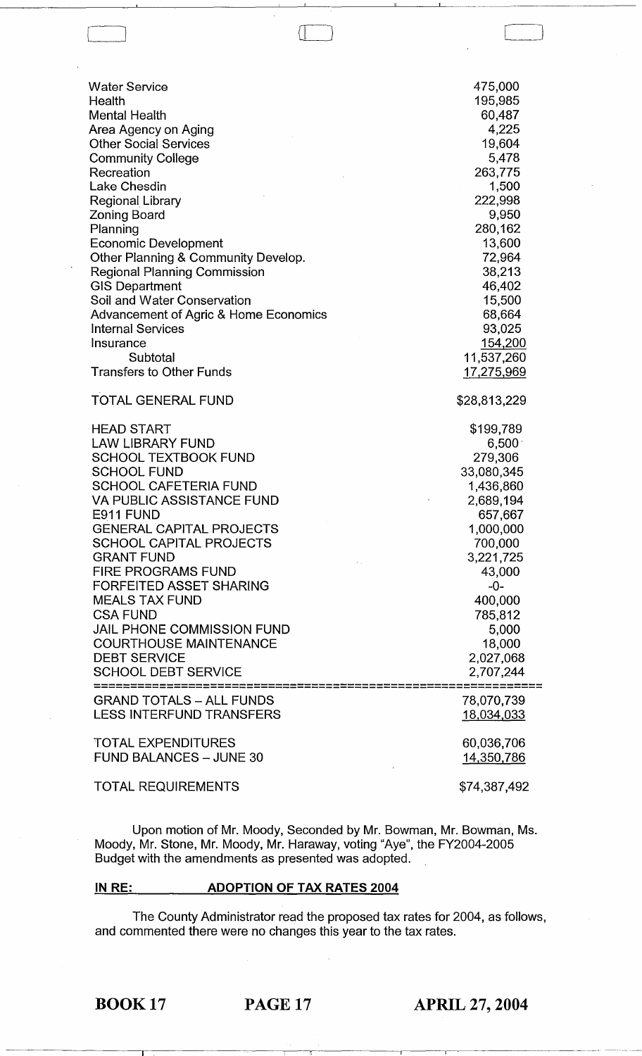| | |
|---|---|
| Water Service | 475,000 |
| Health | 195,985 |
| Mental Health | 60,487 |
| Area Agency on Aging | 4,225 |
| Other Social Services | 19,604 |
| Community College | 5,478 |
| Recreation | 263,775 |
| Lake Chesdin | 1,500 |
| Regional Library | 222,998 |
| Zoning Board | 9,950 |
| Planning | 280,162 |
| Economic Development | 13,600 |
| Other Planning & Community Develop. | 72,964 |
| Regional Planning Commission | 38,213 |
| GIS Department | 46,402 |
| Soil and Water Conservation | 15,500 |
| Advancement of Agric & Home Economics | 68,664 |
| Internal Services | 93,025 |
| Insurance | 154,200 |
| Subtotal | 11,537,260 |
| Transfers to Other Funds | 17,275,969 |
| TOTAL GENERAL FUND | $28,813,229 |
| HEAD START | $199,789 |
| LAW LIBRARY FUND | 6,500 |
| SCHOOL TEXTBOOK FUND | 279,306 |
| SCHOOL FUND | 33,080,345 |
| SCHOOL CAFETERIA FUND | 1,436,860 |
| VA PUBLIC ASSISTANCE FUND | 2,689,194 |
| E911 FUND | 657,667 |
| GENERAL CAPITAL PROJECTS | 1,000,000 |
| SCHOOL CAPITAL PROJECTS | 700,000 |
| GRANT FUND | 3,221,725 |
| FIRE PROGRAMS FUND | 43,000 |
| FORFEITED ASSET SHARING | -0- |
| MEALS TAX FUND | 400,000 |
| CSA FUND | 785,812 |
| JAIL PHONE COMMISSION FUND | 5,000 |
| COURTHOUSE MAINTENANCE | 18,000 |
| DEBT SERVICE | 2,027,068 |
| SCHOOL DEBT SERVICE | 2,707,244 |
| GRAND TOTALS – ALL FUNDS | 78,070,739 |
| LESS INTERFUND TRANSFERS | 18,034,033 |
| TOTAL EXPENDITURES | 60,036,706 |
| FUND BALANCES – JUNE 30 | 14,350,786 |
| TOTAL REQUIREMENTS | $74,387,492 |

Upon motion of Mr. Moody, Seconded by Mr. Bowman, Mr. Bowman, Ms. Moody, Mr. Stone, Mr. Moody, Mr. Haraway, voting "Aye", the FY2004-2005 Budget with the amendments as presented was adopted.

**IN RE: ADOPTION OF TAX RATES 2004**

The County Administrator read the proposed tax rates for 2004, as follows, and commented there were no changes this year to the tax rates.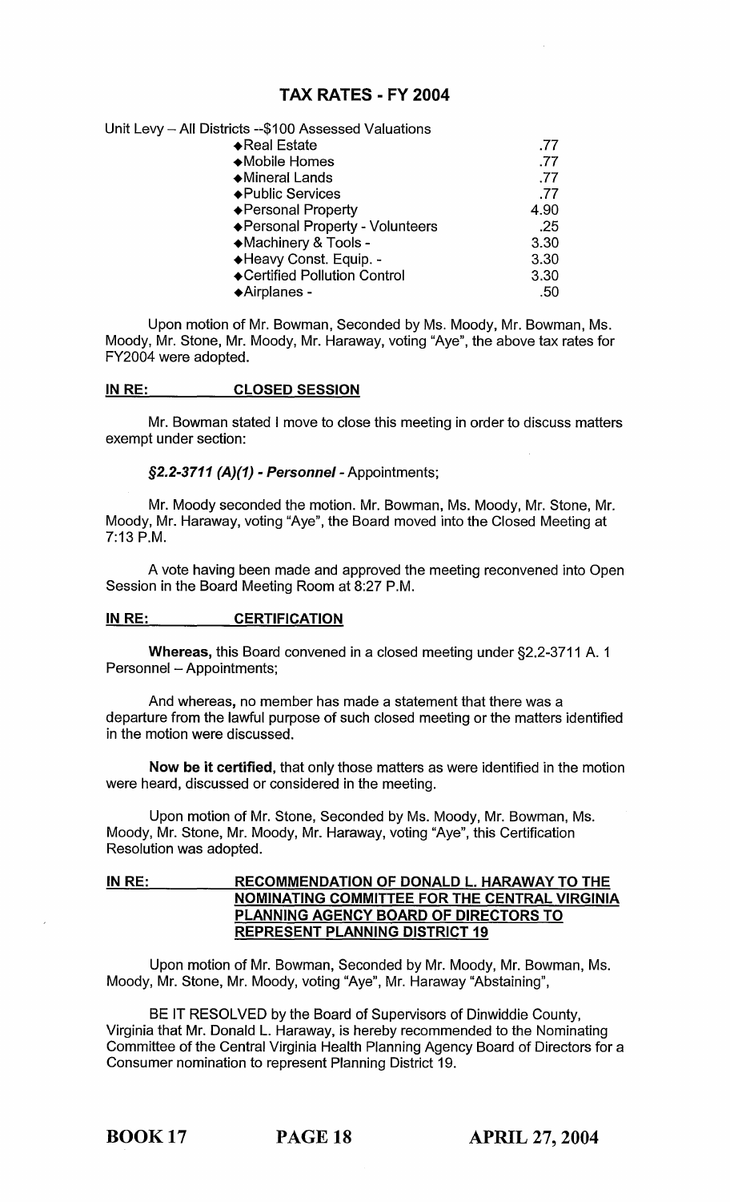# TAX RATES - FY 2004

Unit Levy – All Districts --$100 Assessed Valuations

| | |
|---|---|
| ◆Real Estate | .77 |
| ◆Mobile Homes | .77 |
| ◆Mineral Lands | .77 |
| ◆Public Services | .77 |
| ◆Personal Property | 4.90 |
| ◆Personal Property - Volunteers | .25 |
| ◆Machinery & Tools - | 3.30 |
| ◆Heavy Const. Equip. - | 3.30 |
| ◆Certified Pollution Control | 3.30 |
| ◆Airplanes - | .50 |

Upon motion of Mr. Bowman, Seconded by Ms. Moody, Mr. Bowman, Ms. Moody, Mr. Stone, Mr. Moody, Mr. Haraway, voting "Aye", the above tax rates for FY2004 were adopted.

**IN RE: CLOSED SESSION**

Mr. Bowman stated I move to close this meeting in order to discuss matters exempt under section:

***§2.2-3711 (A)(1) - Personnel*** - Appointments;

Mr. Moody seconded the motion. Mr. Bowman, Ms. Moody, Mr. Stone, Mr. Moody, Mr. Haraway, voting "Aye", the Board moved into the Closed Meeting at 7:13 P.M.

A vote having been made and approved the meeting reconvened into Open Session in the Board Meeting Room at 8:27 P.M.

**IN RE: CERTIFICATION**

**Whereas,** this Board convened in a closed meeting under §2.2-3711 A. 1 Personnel – Appointments;

And whereas, no member has made a statement that there was a departure from the lawful purpose of such closed meeting or the matters identified in the motion were discussed.

**Now be it certified,** that only those matters as were identified in the motion were heard, discussed or considered in the meeting.

Upon motion of Mr. Stone, Seconded by Ms. Moody, Mr. Bowman, Ms. Moody, Mr. Stone, Mr. Moody, Mr. Haraway, voting "Aye", this Certification Resolution was adopted.

**IN RE: RECOMMENDATION OF DONALD L. HARAWAY TO THE NOMINATING COMMITTEE FOR THE CENTRAL VIRGINIA PLANNING AGENCY BOARD OF DIRECTORS TO REPRESENT PLANNING DISTRICT 19**

Upon motion of Mr. Bowman, Seconded by Mr. Moody, Mr. Bowman, Ms. Moody, Mr. Stone, Mr. Moody, voting "Aye", Mr. Haraway "Abstaining",

BE IT RESOLVED by the Board of Supervisors of Dinwiddie County, Virginia that Mr. Donald L. Haraway, is hereby recommended to the Nominating Committee of the Central Virginia Health Planning Agency Board of Directors for a Consumer nomination to represent Planning District 19.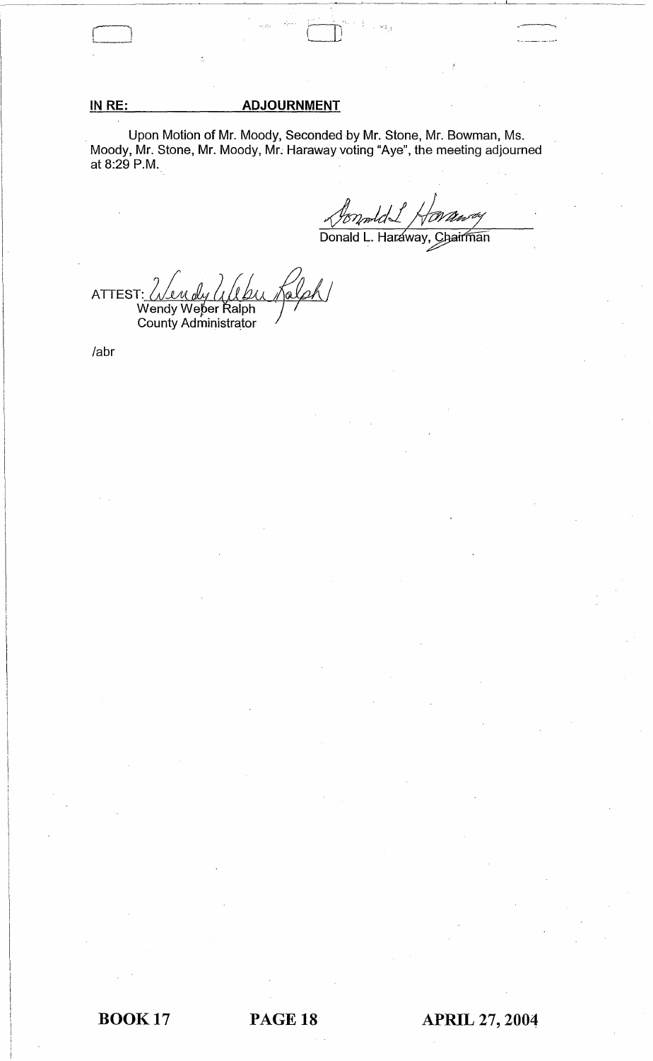**IN RE: ADJOURNMENT**

Upon Motion of Mr. Moody, Seconded by Mr. Stone, Mr. Bowman, Ms. Moody, Mr. Stone, Mr. Moody, Mr. Haraway voting "Aye", the meeting adjourned at 8:29 P.M.

Donald L. Haraway, Chairman

ATTEST: Wendy Weber Ralph
County Administrator

/abr

BOOK 17 PAGE 18 APRIL 27, 2004